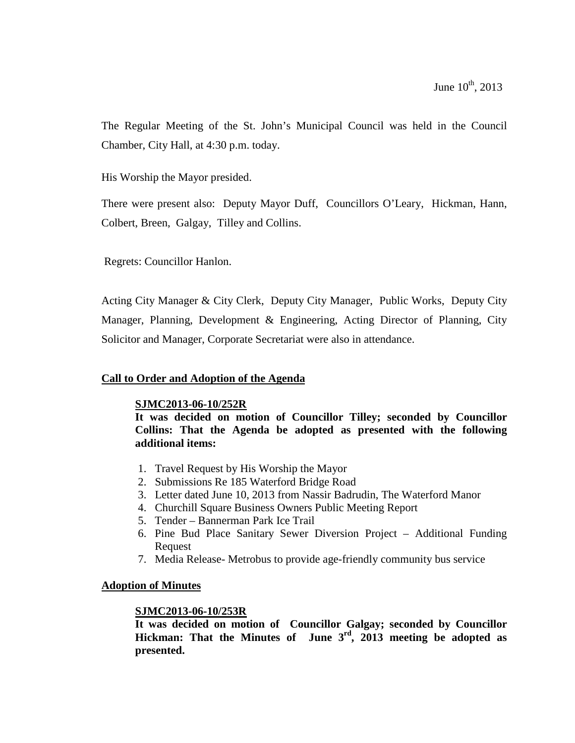June 10th, 2013

The Regular Meeting of the St. John's Municipal Council was held in the Council Chamber, City Hall, at 4:30 p.m. today.

His Worship the Mayor presided.

There were present also: Deputy Mayor Duff, Councillors O'Leary, Hickman, Hann, Colbert, Breen, Galgay, Tilley and Collins.

Regrets: Councillor Hanlon.

Acting City Manager & City Clerk, Deputy City Manager, Public Works, Deputy City Manager, Planning, Development & Engineering, Acting Director of Planning, City Solicitor and Manager, Corporate Secretariat were also in attendance.

**Call to Order and Adoption of the Agenda**

**SJMC2013-06-10/252R**

**It was decided on motion of Councillor Tilley; seconded by Councillor Collins: That the Agenda be adopted as presented with the following additional items:**

1. Travel Request by His Worship the Mayor
2. Submissions Re 185 Waterford Bridge Road
3. Letter dated June 10, 2013 from Nassir Badrudin, The Waterford Manor
4. Churchill Square Business Owners Public Meeting Report
5. Tender – Bannerman Park Ice Trail
6. Pine Bud Place Sanitary Sewer Diversion Project – Additional Funding Request
7. Media Release- Metrobus to provide age-friendly community bus service

**Adoption of Minutes**

**SJMC2013-06-10/253R**

**It was decided on motion of Councillor Galgay; seconded by Councillor Hickman: That the Minutes of June 3rd, 2013 meeting be adopted as presented.**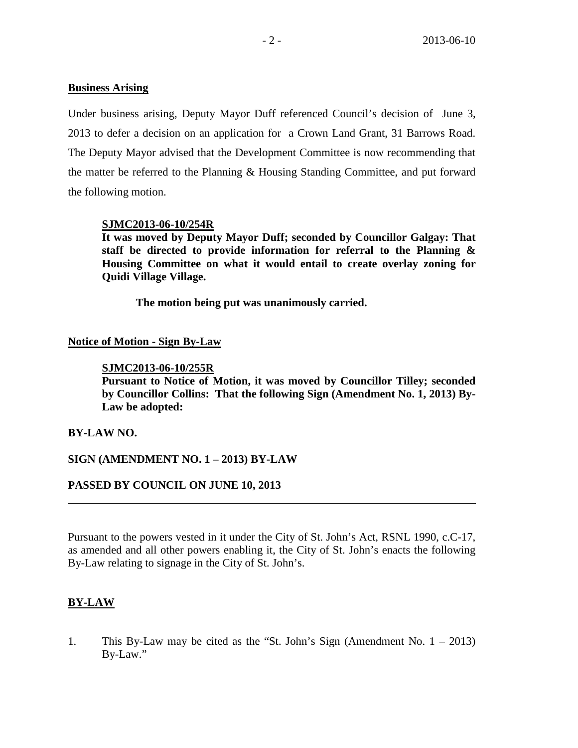**Business Arising**

Under business arising, Deputy Mayor Duff referenced Council's decision of June 3, 2013 to defer a decision on an application for a Crown Land Grant, 31 Barrows Road. The Deputy Mayor advised that the Development Committee is now recommending that the matter be referred to the Planning & Housing Standing Committee, and put forward the following motion.

> **SJMC2013-06-10/254R**
> **It was moved by Deputy Mayor Duff; seconded by Councillor Galgay: That staff be directed to provide information for referral to the Planning & Housing Committee on what it would entail to create overlay zoning for Quidi Village Village.**
>
> **The motion being put was unanimously carried.**

**Notice of Motion - Sign By-Law**

> **SJMC2013-06-10/255R**
> **Pursuant to Notice of Motion, it was moved by Councillor Tilley; seconded by Councillor Collins: That the following Sign (Amendment No. 1, 2013) By-Law be adopted:**

**BY-LAW NO.**

**SIGN (AMENDMENT NO. 1 – 2013) BY-LAW**

**PASSED BY COUNCIL ON JUNE 10, 2013**

---

Pursuant to the powers vested in it under the City of St. John's Act, RSNL 1990, c.C-17, as amended and all other powers enabling it, the City of St. John's enacts the following By-Law relating to signage in the City of St. John's.

**BY-LAW**

1. This By-Law may be cited as the "St. John's Sign (Amendment No. 1 – 2013) By-Law."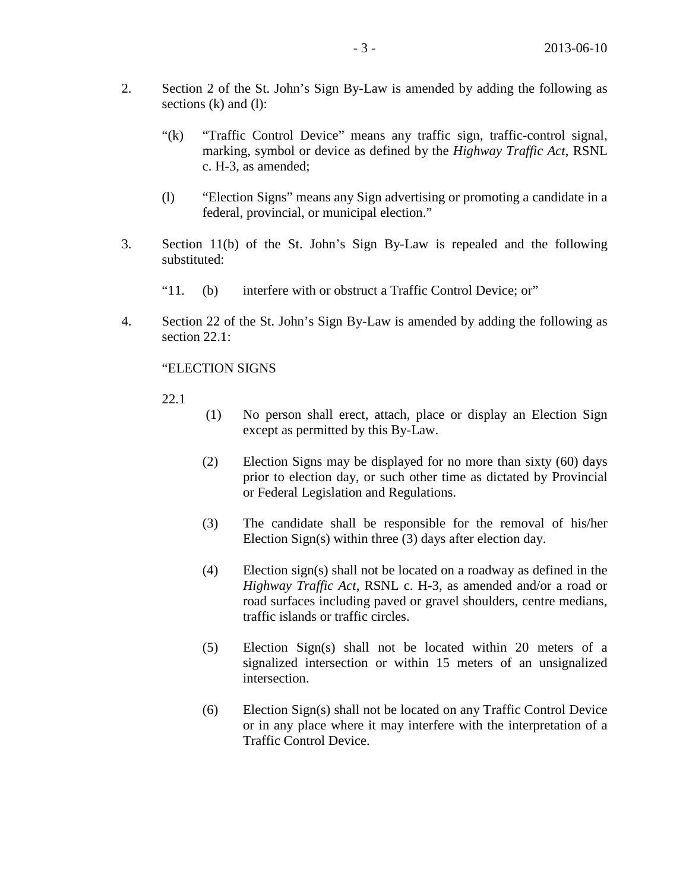2. Section 2 of the St. John's Sign By-Law is amended by adding the following as sections (k) and (l):

   "(k) "Traffic Control Device" means any traffic sign, traffic-control signal, marking, symbol or device as defined by the *Highway Traffic Act*, RSNL c. H-3, as amended;

   (l) "Election Signs" means any Sign advertising or promoting a candidate in a federal, provincial, or municipal election."

3. Section 11(b) of the St. John's Sign By-Law is repealed and the following substituted:

   "11. (b) interfere with or obstruct a Traffic Control Device; or"

4. Section 22 of the St. John's Sign By-Law is amended by adding the following as section 22.1:

   "ELECTION SIGNS

   22.1

   (1) No person shall erect, attach, place or display an Election Sign except as permitted by this By-Law.

   (2) Election Signs may be displayed for no more than sixty (60) days prior to election day, or such other time as dictated by Provincial or Federal Legislation and Regulations.

   (3) The candidate shall be responsible for the removal of his/her Election Sign(s) within three (3) days after election day.

   (4) Election sign(s) shall not be located on a roadway as defined in the *Highway Traffic Act*, RSNL c. H-3, as amended and/or a road or road surfaces including paved or gravel shoulders, centre medians, traffic islands or traffic circles.

   (5) Election Sign(s) shall not be located within 20 meters of a signalized intersection or within 15 meters of an unsignalized intersection.

   (6) Election Sign(s) shall not be located on any Traffic Control Device or in any place where it may interfere with the interpretation of a Traffic Control Device.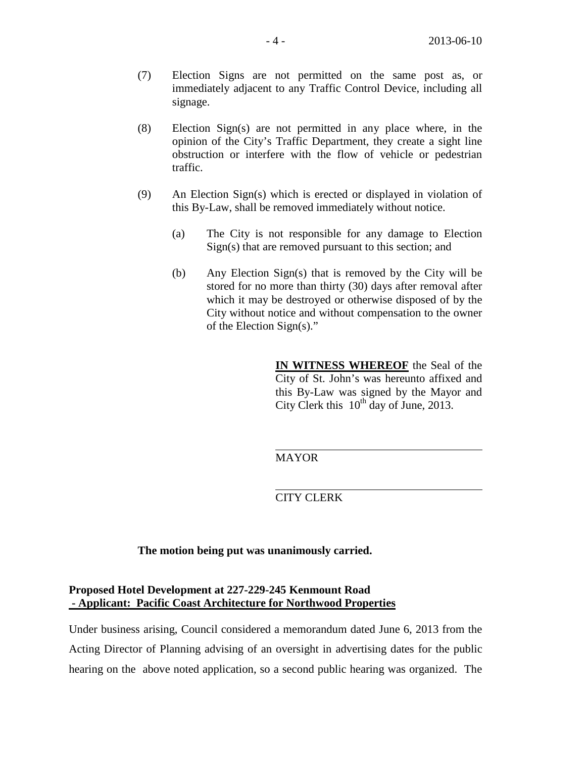(7) Election Signs are not permitted on the same post as, or immediately adjacent to any Traffic Control Device, including all signage.

(8) Election Sign(s) are not permitted in any place where, in the opinion of the City's Traffic Department, they create a sight line obstruction or interfere with the flow of vehicle or pedestrian traffic.

(9) An Election Sign(s) which is erected or displayed in violation of this By-Law, shall be removed immediately without notice.

   (a) The City is not responsible for any damage to Election Sign(s) that are removed pursuant to this section; and

   (b) Any Election Sign(s) that is removed by the City will be stored for no more than thirty (30) days after removal after which it may be destroyed or otherwise disposed of by the City without notice and without compensation to the owner of the Election Sign(s)."

**IN WITNESS WHEREOF** the Seal of the City of St. John's was hereunto affixed and this By-Law was signed by the Mayor and City Clerk this 10th day of June, 2013.

MAYOR

CITY CLERK

**The motion being put was unanimously carried.**

**Proposed Hotel Development at 227-229-245 Kenmount Road - Applicant: Pacific Coast Architecture for Northwood Properties**

Under business arising, Council considered a memorandum dated June 6, 2013 from the Acting Director of Planning advising of an oversight in advertising dates for the public hearing on the above noted application, so a second public hearing was organized. The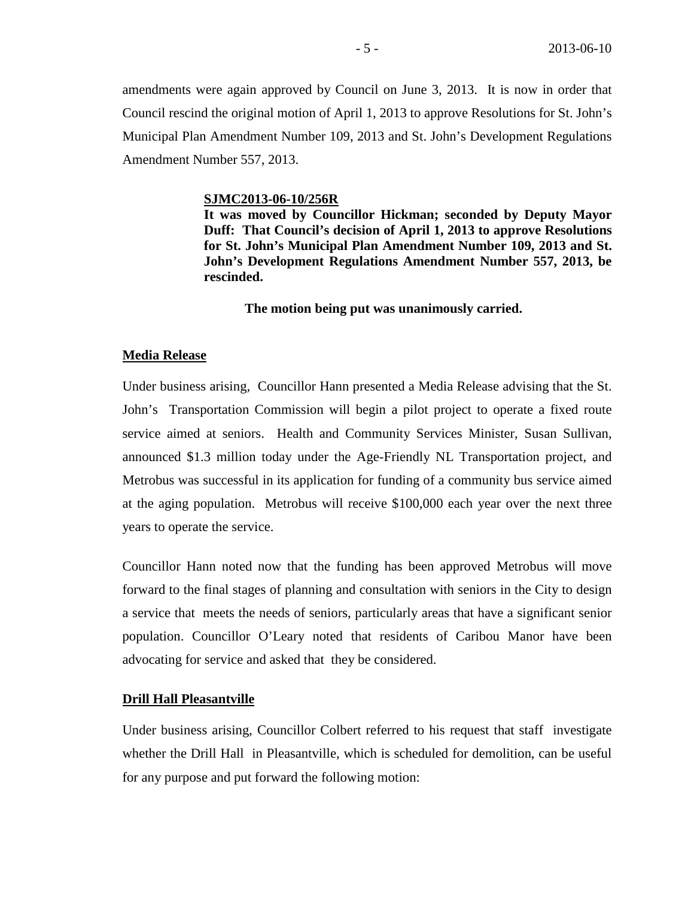amendments were again approved by Council on June 3, 2013. It is now in order that Council rescind the original motion of April 1, 2013 to approve Resolutions for St. John's Municipal Plan Amendment Number 109, 2013 and St. John's Development Regulations Amendment Number 557, 2013.

> **SJMC2013-06-10/256R**
> **It was moved by Councillor Hickman; seconded by Deputy Mayor Duff: That Council's decision of April 1, 2013 to approve Resolutions for St. John's Municipal Plan Amendment Number 109, 2013 and St. John's Development Regulations Amendment Number 557, 2013, be rescinded.**
>
> **The motion being put was unanimously carried.**

**Media Release**

Under business arising, Councillor Hann presented a Media Release advising that the St. John's Transportation Commission will begin a pilot project to operate a fixed route service aimed at seniors. Health and Community Services Minister, Susan Sullivan, announced $1.3 million today under the Age-Friendly NL Transportation project, and Metrobus was successful in its application for funding of a community bus service aimed at the aging population. Metrobus will receive $100,000 each year over the next three years to operate the service.

Councillor Hann noted now that the funding has been approved Metrobus will move forward to the final stages of planning and consultation with seniors in the City to design a service that meets the needs of seniors, particularly areas that have a significant senior population. Councillor O'Leary noted that residents of Caribou Manor have been advocating for service and asked that they be considered.

**Drill Hall Pleasantville**

Under business arising, Councillor Colbert referred to his request that staff investigate whether the Drill Hall in Pleasantville, which is scheduled for demolition, can be useful for any purpose and put forward the following motion: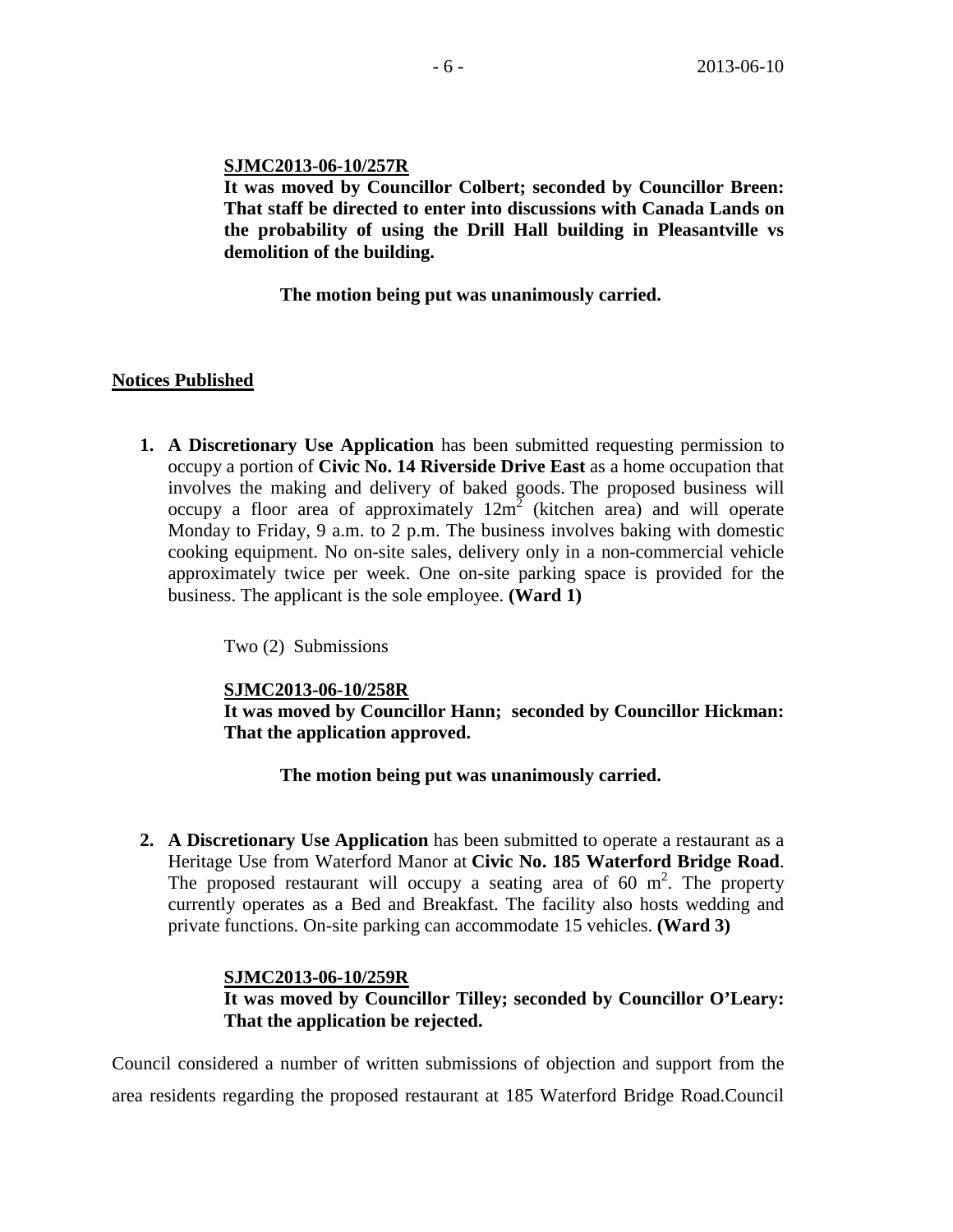**SJMC2013-06-10/257R**
**It was moved by Councillor Colbert; seconded by Councillor Breen: That staff be directed to enter into discussions with Canada Lands on the probability of using the Drill Hall building in Pleasantville vs demolition of the building.**

**The motion being put was unanimously carried.**

## Notices Published

1. **A Discretionary Use Application** has been submitted requesting permission to occupy a portion of **Civic No. 14 Riverside Drive East** as a home occupation that involves the making and delivery of baked goods. The proposed business will occupy a floor area of approximately $12m^2$ (kitchen area) and will operate Monday to Friday, 9 a.m. to 2 p.m. The business involves baking with domestic cooking equipment. No on-site sales, delivery only in a non-commercial vehicle approximately twice per week. One on-site parking space is provided for the business. The applicant is the sole employee. **(Ward 1)**

   Two (2) Submissions

   **SJMC2013-06-10/258R**
   **It was moved by Councillor Hann; seconded by Councillor Hickman: That the application approved.**

   **The motion being put was unanimously carried.**

2. **A Discretionary Use Application** has been submitted to operate a restaurant as a Heritage Use from Waterford Manor at **Civic No. 185 Waterford Bridge Road**. The proposed restaurant will occupy a seating area of 60 $m^2$. The property currently operates as a Bed and Breakfast. The facility also hosts wedding and private functions. On-site parking can accommodate 15 vehicles. **(Ward 3)**

   **SJMC2013-06-10/259R**
   **It was moved by Councillor Tilley; seconded by Councillor O'Leary: That the application be rejected.**

Council considered a number of written submissions of objection and support from the area residents regarding the proposed restaurant at 185 Waterford Bridge Road.Council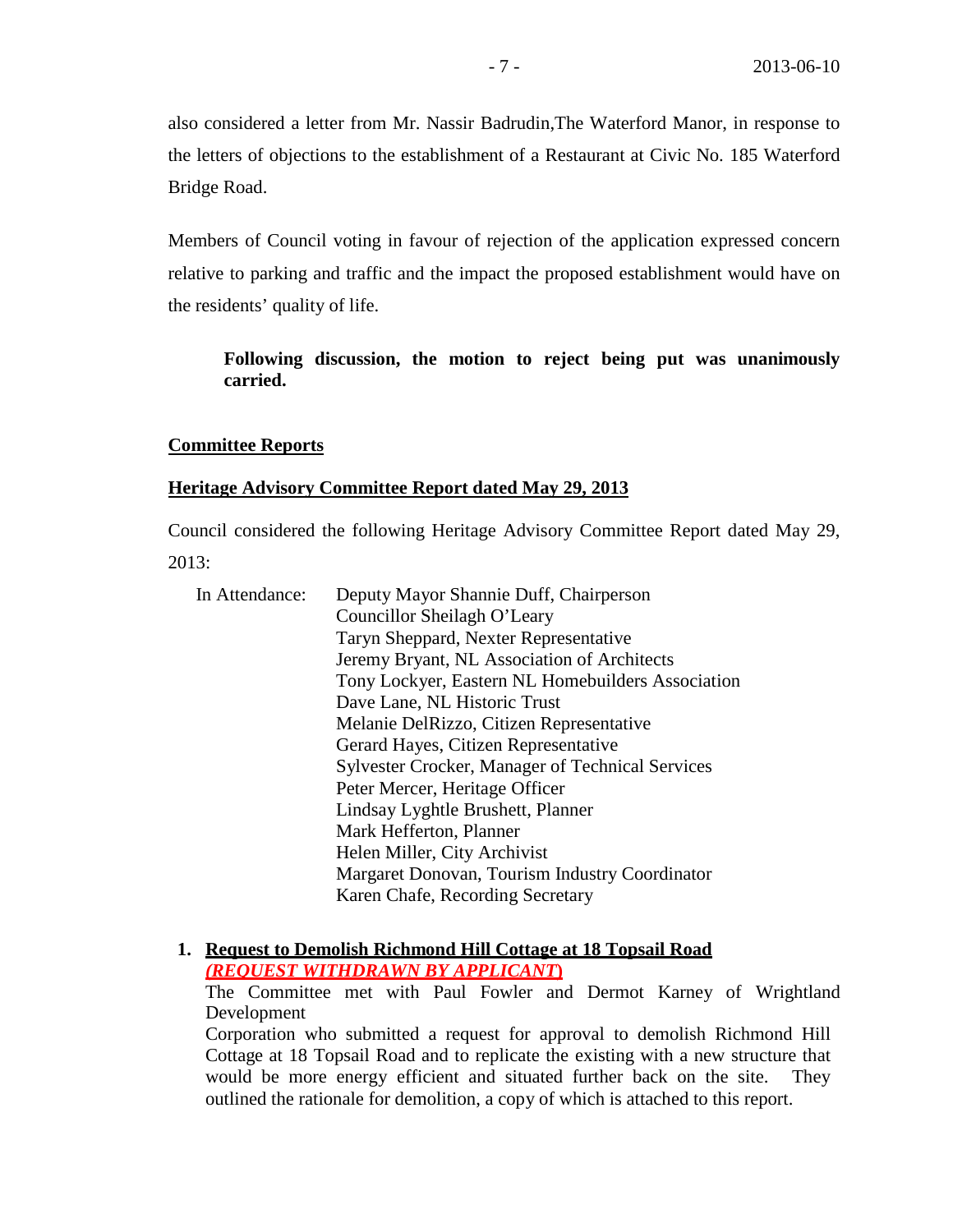also considered a letter from Mr. Nassir Badrudin,The Waterford Manor, in response to the letters of objections to the establishment of a Restaurant at Civic No. 185 Waterford Bridge Road.

Members of Council voting in favour of rejection of the application expressed concern relative to parking and traffic and the impact the proposed establishment would have on the residents' quality of life.

> **Following discussion, the motion to reject being put was unanimously carried.**

## Committee Reports

### Heritage Advisory Committee Report dated May 29, 2013

Council considered the following Heritage Advisory Committee Report dated May 29, 2013:

In Attendance:
Deputy Mayor Shannie Duff, Chairperson
Councillor Sheilagh O'Leary
Taryn Sheppard, Nexter Representative
Jeremy Bryant, NL Association of Architects
Tony Lockyer, Eastern NL Homebuilders Association
Dave Lane, NL Historic Trust
Melanie DelRizzo, Citizen Representative
Gerard Hayes, Citizen Representative
Sylvester Crocker, Manager of Technical Services
Peter Mercer, Heritage Officer
Lindsay Lyghtle Brushett, Planner
Mark Hefferton, Planner
Helen Miller, City Archivist
Margaret Donovan, Tourism Industry Coordinator
Karen Chafe, Recording Secretary

1. **Request to Demolish Richmond Hill Cottage at 18 Topsail Road**
   ***(REQUEST WITHDRAWN BY APPLICANT)***
   The Committee met with Paul Fowler and Dermot Karney of Wrightland Development
   Corporation who submitted a request for approval to demolish Richmond Hill Cottage at 18 Topsail Road and to replicate the existing with a new structure that would be more energy efficient and situated further back on the site. They outlined the rationale for demolition, a copy of which is attached to this report.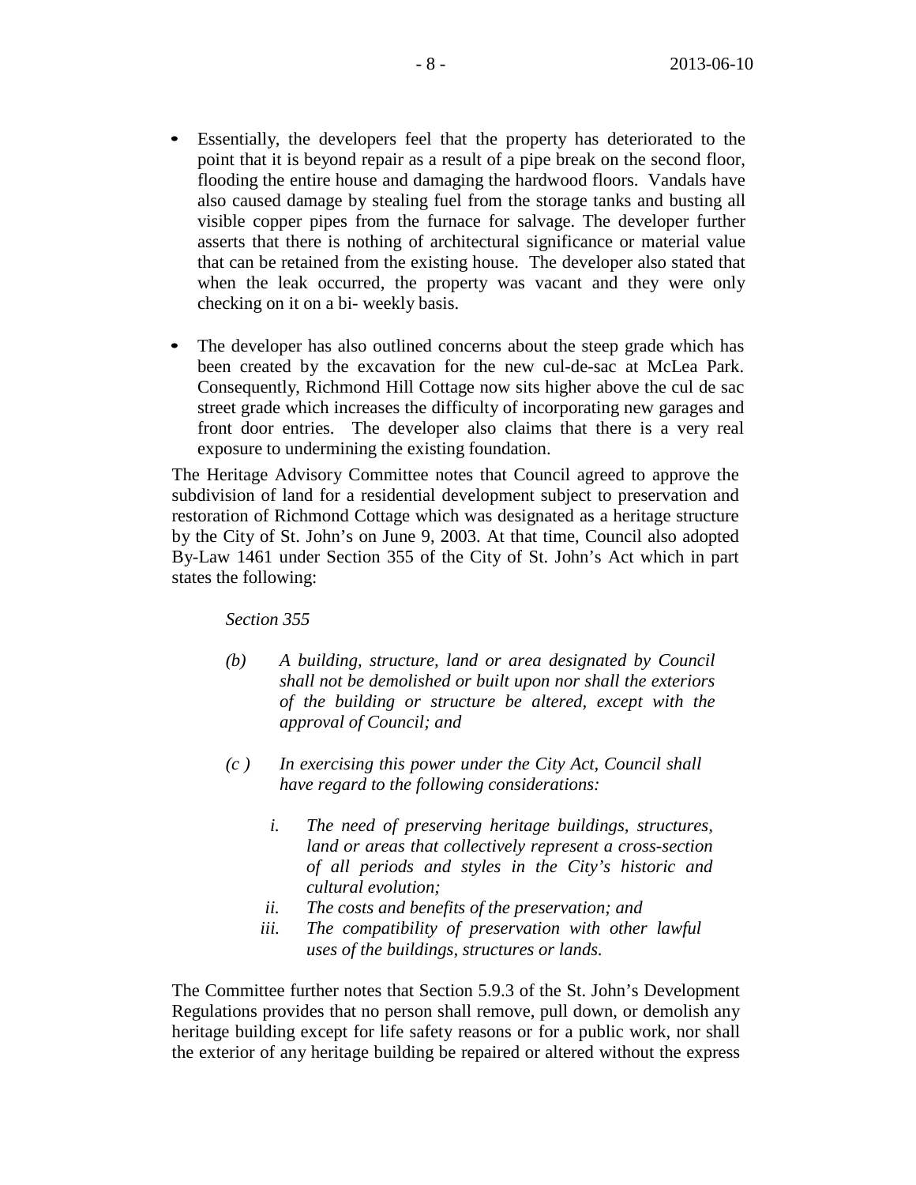- Essentially, the developers feel that the property has deteriorated to the point that it is beyond repair as a result of a pipe break on the second floor, flooding the entire house and damaging the hardwood floors. Vandals have also caused damage by stealing fuel from the storage tanks and busting all visible copper pipes from the furnace for salvage. The developer further asserts that there is nothing of architectural significance or material value that can be retained from the existing house. The developer also stated that when the leak occurred, the property was vacant and they were only checking on it on a bi- weekly basis.

- The developer has also outlined concerns about the steep grade which has been created by the excavation for the new cul-de-sac at McLea Park. Consequently, Richmond Hill Cottage now sits higher above the cul de sac street grade which increases the difficulty of incorporating new garages and front door entries. The developer also claims that there is a very real exposure to undermining the existing foundation.

The Heritage Advisory Committee notes that Council agreed to approve the subdivision of land for a residential development subject to preservation and restoration of Richmond Cottage which was designated as a heritage structure by the City of St. John's on June 9, 2003. At that time, Council also adopted By-Law 1461 under Section 355 of the City of St. John's Act which in part states the following:

*Section 355*

*(b) A building, structure, land or area designated by Council shall not be demolished or built upon nor shall the exteriors of the building or structure be altered, except with the approval of Council; and*

*(c ) In exercising this power under the City Act, Council shall have regard to the following considerations:*

*i. The need of preserving heritage buildings, structures, land or areas that collectively represent a cross-section of all periods and styles in the City's historic and cultural evolution;*

*ii. The costs and benefits of the preservation; and*

*iii. The compatibility of preservation with other lawful uses of the buildings, structures or lands.*

The Committee further notes that Section 5.9.3 of the St. John's Development Regulations provides that no person shall remove, pull down, or demolish any heritage building except for life safety reasons or for a public work, nor shall the exterior of any heritage building be repaired or altered without the express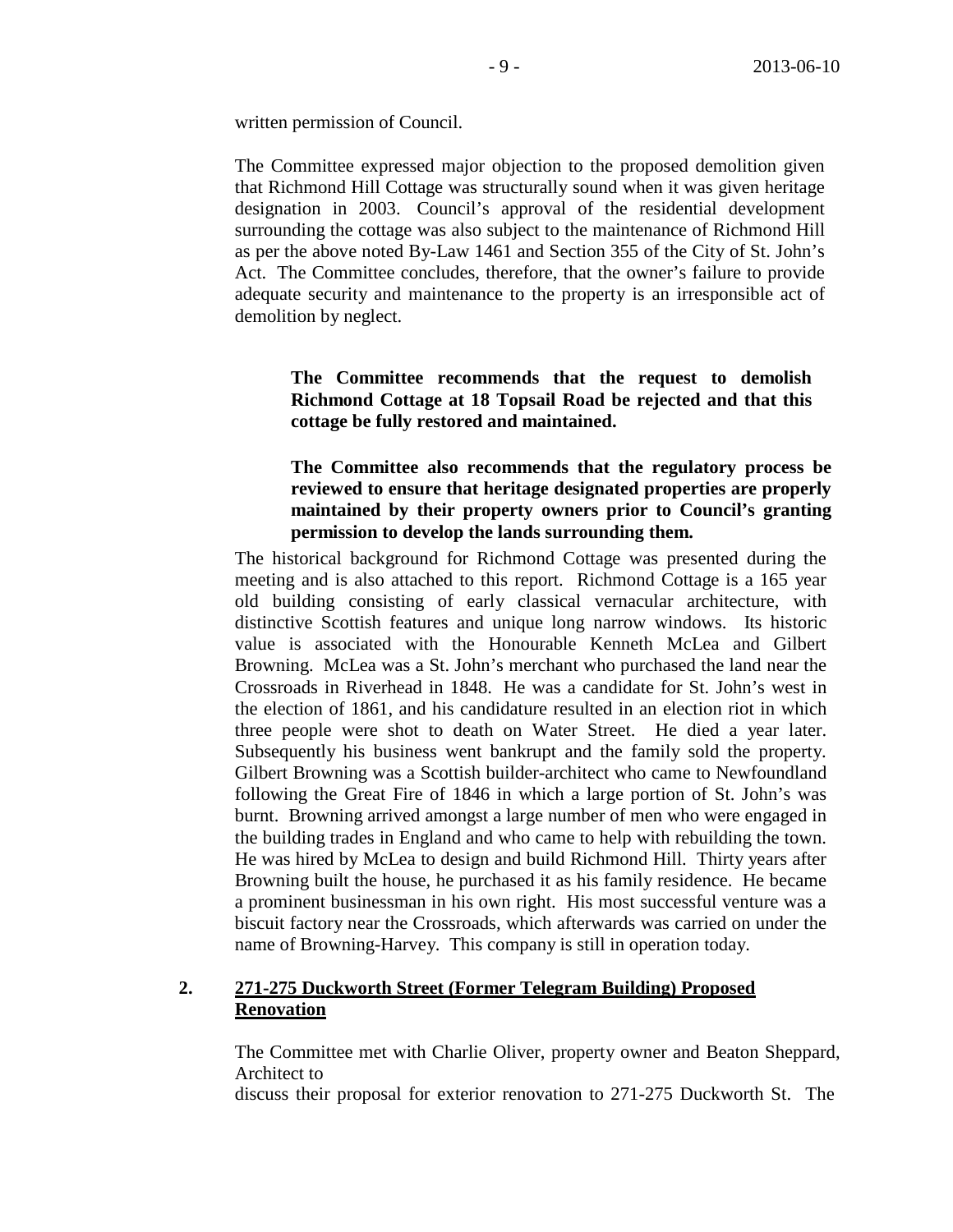written permission of Council.

The Committee expressed major objection to the proposed demolition given that Richmond Hill Cottage was structurally sound when it was given heritage designation in 2003. Council's approval of the residential development surrounding the cottage was also subject to the maintenance of Richmond Hill as per the above noted By-Law 1461 and Section 355 of the City of St. John's Act. The Committee concludes, therefore, that the owner's failure to provide adequate security and maintenance to the property is an irresponsible act of demolition by neglect.

**The Committee recommends that the request to demolish Richmond Cottage at 18 Topsail Road be rejected and that this cottage be fully restored and maintained.**

**The Committee also recommends that the regulatory process be reviewed to ensure that heritage designated properties are properly maintained by their property owners prior to Council's granting permission to develop the lands surrounding them.**

The historical background for Richmond Cottage was presented during the meeting and is also attached to this report. Richmond Cottage is a 165 year old building consisting of early classical vernacular architecture, with distinctive Scottish features and unique long narrow windows. Its historic value is associated with the Honourable Kenneth McLea and Gilbert Browning. McLea was a St. John's merchant who purchased the land near the Crossroads in Riverhead in 1848. He was a candidate for St. John's west in the election of 1861, and his candidature resulted in an election riot in which three people were shot to death on Water Street. He died a year later. Subsequently his business went bankrupt and the family sold the property. Gilbert Browning was a Scottish builder-architect who came to Newfoundland following the Great Fire of 1846 in which a large portion of St. John's was burnt. Browning arrived amongst a large number of men who were engaged in the building trades in England and who came to help with rebuilding the town. He was hired by McLea to design and build Richmond Hill. Thirty years after Browning built the house, he purchased it as his family residence. He became a prominent businessman in his own right. His most successful venture was a biscuit factory near the Crossroads, which afterwards was carried on under the name of Browning-Harvey. This company is still in operation today.

## 2. <u>271-275 Duckworth Street (Former Telegram Building) Proposed Renovation</u>

The Committee met with Charlie Oliver, property owner and Beaton Sheppard, Architect to
discuss their proposal for exterior renovation to 271-275 Duckworth St. The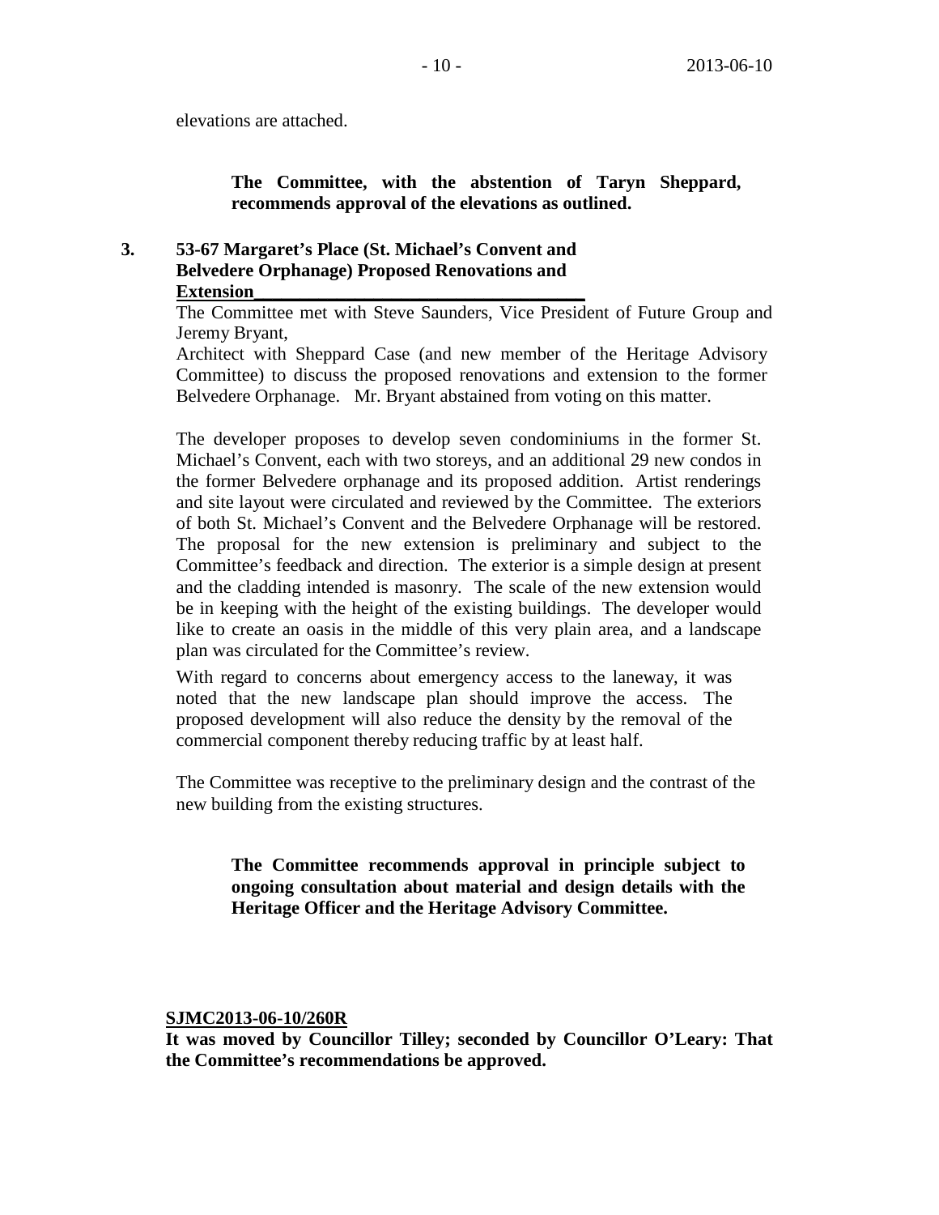elevations are attached.

**The Committee, with the abstention of Taryn Sheppard, recommends approval of the elevations as outlined.**

**3. 53-67 Margaret's Place (St. Michael's Convent and Belvedere Orphanage) Proposed Renovations and Extension**

The Committee met with Steve Saunders, Vice President of Future Group and Jeremy Bryant,

Architect with Sheppard Case (and new member of the Heritage Advisory Committee) to discuss the proposed renovations and extension to the former Belvedere Orphanage. Mr. Bryant abstained from voting on this matter.

The developer proposes to develop seven condominiums in the former St. Michael's Convent, each with two storeys, and an additional 29 new condos in the former Belvedere orphanage and its proposed addition. Artist renderings and site layout were circulated and reviewed by the Committee. The exteriors of both St. Michael's Convent and the Belvedere Orphanage will be restored. The proposal for the new extension is preliminary and subject to the Committee's feedback and direction. The exterior is a simple design at present and the cladding intended is masonry. The scale of the new extension would be in keeping with the height of the existing buildings. The developer would like to create an oasis in the middle of this very plain area, and a landscape plan was circulated for the Committee's review.

With regard to concerns about emergency access to the laneway, it was noted that the new landscape plan should improve the access. The proposed development will also reduce the density by the removal of the commercial component thereby reducing traffic by at least half.

The Committee was receptive to the preliminary design and the contrast of the new building from the existing structures.

**The Committee recommends approval in principle subject to ongoing consultation about material and design details with the Heritage Officer and the Heritage Advisory Committee.**

**SJMC2013-06-10/260R**

**It was moved by Councillor Tilley; seconded by Councillor O'Leary: That the Committee's recommendations be approved.**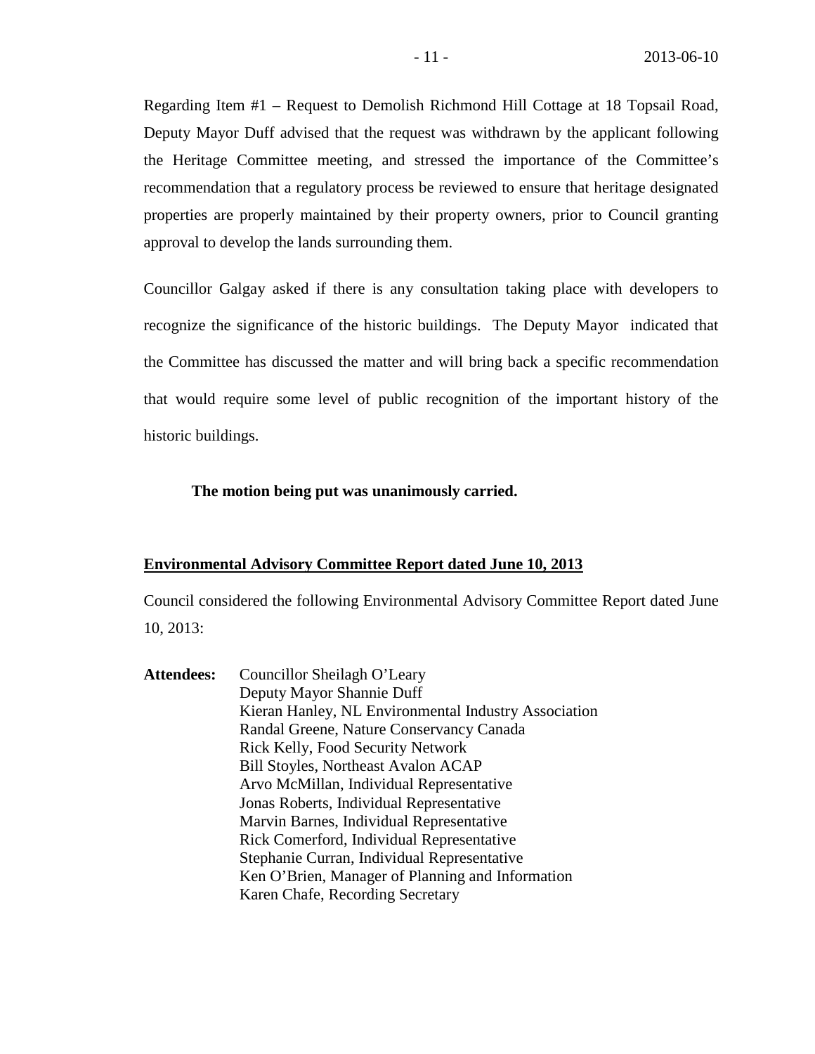Regarding Item #1 – Request to Demolish Richmond Hill Cottage at 18 Topsail Road, Deputy Mayor Duff advised that the request was withdrawn by the applicant following the Heritage Committee meeting, and stressed the importance of the Committee's recommendation that a regulatory process be reviewed to ensure that heritage designated properties are properly maintained by their property owners, prior to Council granting approval to develop the lands surrounding them.

Councillor Galgay asked if there is any consultation taking place with developers to recognize the significance of the historic buildings. The Deputy Mayor indicated that the Committee has discussed the matter and will bring back a specific recommendation that would require some level of public recognition of the important history of the historic buildings.

**The motion being put was unanimously carried.**

**Environmental Advisory Committee Report dated June 10, 2013**

Council considered the following Environmental Advisory Committee Report dated June 10, 2013:

**Attendees:** Councillor Sheilagh O'Leary
Deputy Mayor Shannie Duff
Kieran Hanley, NL Environmental Industry Association
Randal Greene, Nature Conservancy Canada
Rick Kelly, Food Security Network
Bill Stoyles, Northeast Avalon ACAP
Arvo McMillan, Individual Representative
Jonas Roberts, Individual Representative
Marvin Barnes, Individual Representative
Rick Comerford, Individual Representative
Stephanie Curran, Individual Representative
Ken O'Brien, Manager of Planning and Information
Karen Chafe, Recording Secretary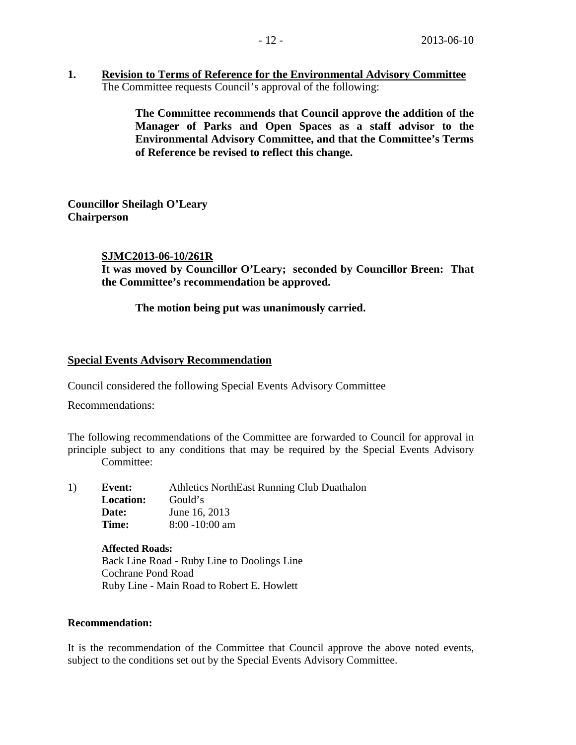**1. Revision to Terms of Reference for the Environmental Advisory Committee**

The Committee requests Council's approval of the following:

> **The Committee recommends that Council approve the addition of the Manager of Parks and Open Spaces as a staff advisor to the Environmental Advisory Committee, and that the Committee's Terms of Reference be revised to reflect this change.**

**Councillor Sheilagh O'Leary**
**Chairperson**

**SJMC2013-06-10/261R**
**It was moved by Councillor O'Leary; seconded by Councillor Breen: That the Committee's recommendation be approved.**

**The motion being put was unanimously carried.**

## Special Events Advisory Recommendation

Council considered the following Special Events Advisory Committee

Recommendations:

The following recommendations of the Committee are forwarded to Council for approval in principle subject to any conditions that may be required by the Special Events Advisory Committee:

1) **Event:** Athletics NorthEast Running Club Duathalon
**Location:** Gould's
**Date:** June 16, 2013
**Time:** 8:00 -10:00 am

**Affected Roads:**
Back Line Road - Ruby Line to Doolings Line
Cochrane Pond Road
Ruby Line - Main Road to Robert E. Howlett

**Recommendation:**

It is the recommendation of the Committee that Council approve the above noted events, subject to the conditions set out by the Special Events Advisory Committee.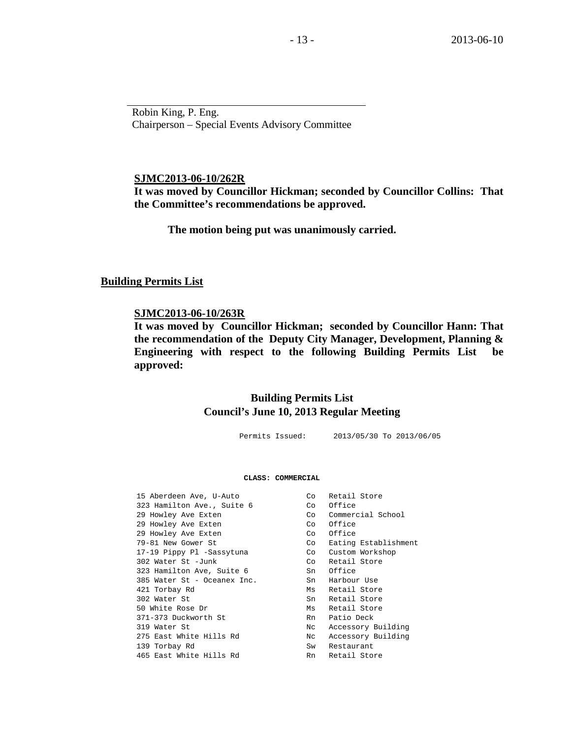Robin King, P. Eng.
Chairperson – Special Events Advisory Committee

**SJMC2013-06-10/262R**
**It was moved by Councillor Hickman; seconded by Councillor Collins: That the Committee's recommendations be approved.**

**The motion being put was unanimously carried.**

## Building Permits List

**SJMC2013-06-10/263R**
**It was moved by Councillor Hickman; seconded by Councillor Hann: That the recommendation of the Deputy City Manager, Development, Planning & Engineering with respect to the following Building Permits List be approved:**

### Building Permits List
### Council's June 10, 2013 Regular Meeting

Permits Issued: 2013/05/30 To 2013/06/05

**CLASS: COMMERCIAL**

| | | |
|---|---|---|
| 15 Aberdeen Ave, U-Auto | Co | Retail Store |
| 323 Hamilton Ave., Suite 6 | Co | Office |
| 29 Howley Ave Exten | Co | Commercial School |
| 29 Howley Ave Exten | Co | Office |
| 29 Howley Ave Exten | Co | Office |
| 79-81 New Gower St | Co | Eating Establishment |
| 17-19 Pippy Pl -Sassytuna | Co | Custom Workshop |
| 302 Water St -Junk | Co | Retail Store |
| 323 Hamilton Ave, Suite 6 | Sn | Office |
| 385 Water St - Oceanex Inc. | Sn | Harbour Use |
| 421 Torbay Rd | Ms | Retail Store |
| 302 Water St | Sn | Retail Store |
| 50 White Rose Dr | Ms | Retail Store |
| 371-373 Duckworth St | Rn | Patio Deck |
| 319 Water St | Nc | Accessory Building |
| 275 East White Hills Rd | Nc | Accessory Building |
| 139 Torbay Rd | Sw | Restaurant |
| 465 East White Hills Rd | Rn | Retail Store |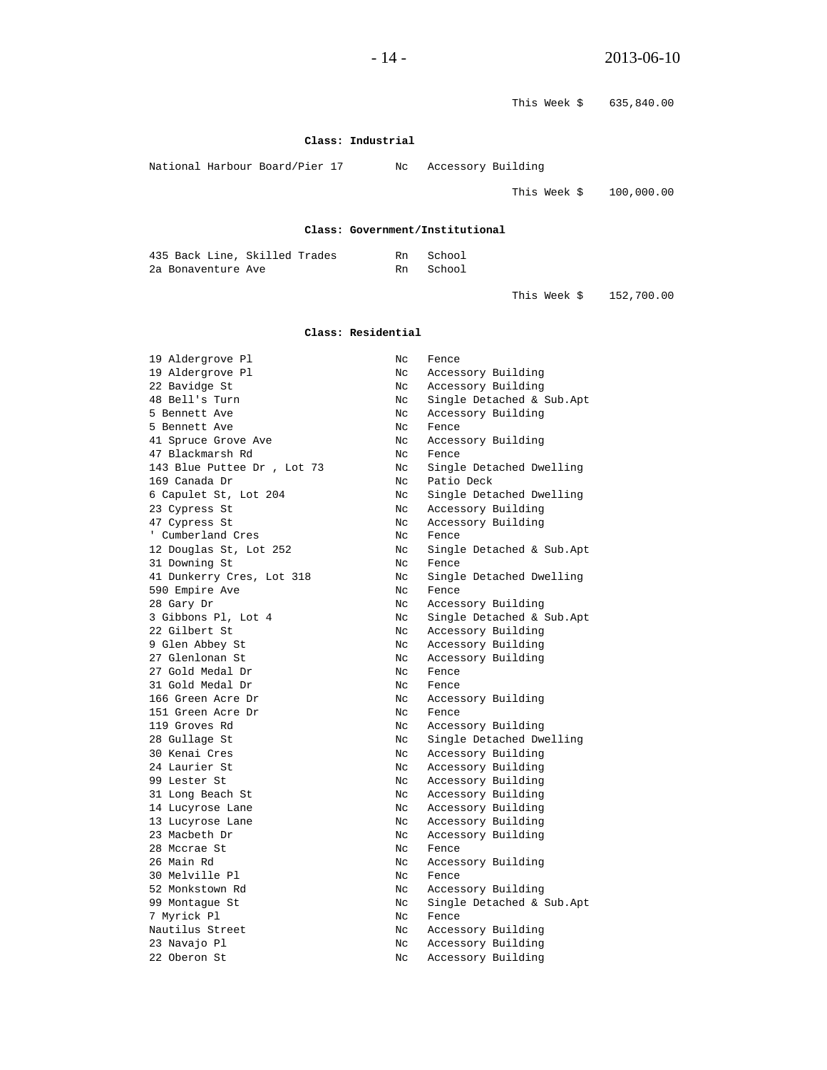This Week $ 635,840.00

**Class: Industrial**

| | | |
|---|---|---|
| National Harbour Board/Pier 17 | Nc | Accessory Building |

This Week $ 100,000.00

**Class: Government/Institutional**

| | | |
|---|---|---|
| 435 Back Line, Skilled Trades | Rn | School |
| 2a Bonaventure Ave | Rn | School |

This Week $ 152,700.00

**Class: Residential**

| | | |
|---|---|---|
| 19 Aldergrove Pl | Nc | Fence |
| 19 Aldergrove Pl | Nc | Accessory Building |
| 22 Bavidge St | Nc | Accessory Building |
| 48 Bell's Turn | Nc | Single Detached & Sub.Apt |
| 5 Bennett Ave | Nc | Accessory Building |
| 5 Bennett Ave | Nc | Fence |
| 41 Spruce Grove Ave | Nc | Accessory Building |
| 47 Blackmarsh Rd | Nc | Fence |
| 143 Blue Puttee Dr , Lot 73 | Nc | Single Detached Dwelling |
| 169 Canada Dr | Nc | Patio Deck |
| 6 Capulet St, Lot 204 | Nc | Single Detached Dwelling |
| 23 Cypress St | Nc | Accessory Building |
| 47 Cypress St | Nc | Accessory Building |
| ' Cumberland Cres | Nc | Fence |
| 12 Douglas St, Lot 252 | Nc | Single Detached & Sub.Apt |
| 31 Downing St | Nc | Fence |
| 41 Dunkerry Cres, Lot 318 | Nc | Single Detached Dwelling |
| 590 Empire Ave | Nc | Fence |
| 28 Gary Dr | Nc | Accessory Building |
| 3 Gibbons Pl, Lot 4 | Nc | Single Detached & Sub.Apt |
| 22 Gilbert St | Nc | Accessory Building |
| 9 Glen Abbey St | Nc | Accessory Building |
| 27 Glenlonan St | Nc | Accessory Building |
| 27 Gold Medal Dr | Nc | Fence |
| 31 Gold Medal Dr | Nc | Fence |
| 166 Green Acre Dr | Nc | Accessory Building |
| 151 Green Acre Dr | Nc | Fence |
| 119 Groves Rd | Nc | Accessory Building |
| 28 Gullage St | Nc | Single Detached Dwelling |
| 30 Kenai Cres | Nc | Accessory Building |
| 24 Laurier St | Nc | Accessory Building |
| 99 Lester St | Nc | Accessory Building |
| 31 Long Beach St | Nc | Accessory Building |
| 14 Lucyrose Lane | Nc | Accessory Building |
| 13 Lucyrose Lane | Nc | Accessory Building |
| 23 Macbeth Dr | Nc | Accessory Building |
| 28 Mccrae St | Nc | Fence |
| 26 Main Rd | Nc | Accessory Building |
| 30 Melville Pl | Nc | Fence |
| 52 Monkstown Rd | Nc | Accessory Building |
| 99 Montague St | Nc | Single Detached & Sub.Apt |
| 7 Myrick Pl | Nc | Fence |
| Nautilus Street | Nc | Accessory Building |
| 23 Navajo Pl | Nc | Accessory Building |
| 22 Oberon St | Nc | Accessory Building |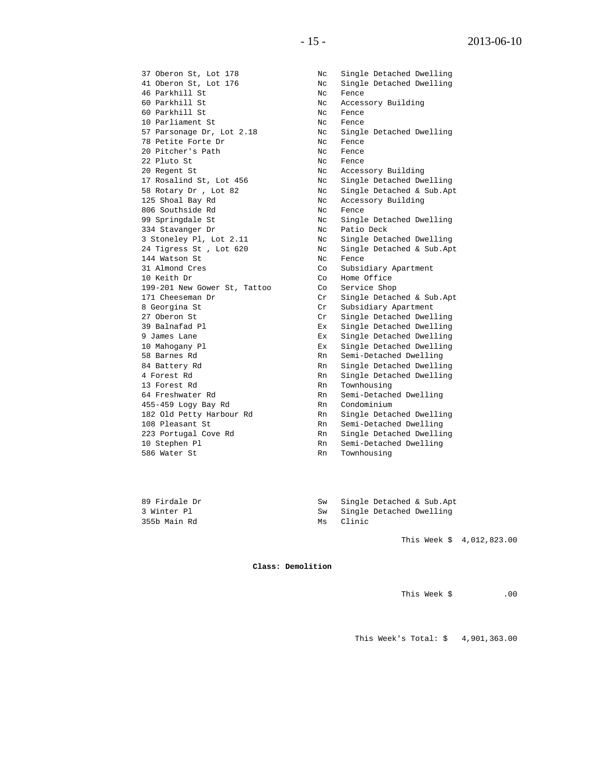| | | |
|---|---|---|
| 37 Oberon St, Lot 178 | Nc | Single Detached Dwelling |
| 41 Oberon St, Lot 176 | Nc | Single Detached Dwelling |
| 46 Parkhill St | Nc | Fence |
| 60 Parkhill St | Nc | Accessory Building |
| 60 Parkhill St | Nc | Fence |
| 10 Parliament St | Nc | Fence |
| 57 Parsonage Dr, Lot 2.18 | Nc | Single Detached Dwelling |
| 78 Petite Forte Dr | Nc | Fence |
| 20 Pitcher's Path | Nc | Fence |
| 22 Pluto St | Nc | Fence |
| 20 Regent St | Nc | Accessory Building |
| 17 Rosalind St, Lot 456 | Nc | Single Detached Dwelling |
| 58 Rotary Dr , Lot 82 | Nc | Single Detached & Sub.Apt |
| 125 Shoal Bay Rd | Nc | Accessory Building |
| 806 Southside Rd | Nc | Fence |
| 99 Springdale St | Nc | Single Detached Dwelling |
| 334 Stavanger Dr | Nc | Patio Deck |
| 3 Stoneley Pl, Lot 2.11 | Nc | Single Detached Dwelling |
| 24 Tigress St , Lot 620 | Nc | Single Detached & Sub.Apt |
| 144 Watson St | Nc | Fence |
| 31 Almond Cres | Co | Subsidiary Apartment |
| 10 Keith Dr | Co | Home Office |
| 199-201 New Gower St, Tattoo | Co | Service Shop |
| 171 Cheeseman Dr | Cr | Single Detached & Sub.Apt |
| 8 Georgina St | Cr | Subsidiary Apartment |
| 27 Oberon St | Cr | Single Detached Dwelling |
| 39 Balnafad Pl | Ex | Single Detached Dwelling |
| 9 James Lane | Ex | Single Detached Dwelling |
| 10 Mahogany Pl | Ex | Single Detached Dwelling |
| 58 Barnes Rd | Rn | Semi-Detached Dwelling |
| 84 Battery Rd | Rn | Single Detached Dwelling |
| 4 Forest Rd | Rn | Single Detached Dwelling |
| 13 Forest Rd | Rn | Townhousing |
| 64 Freshwater Rd | Rn | Semi-Detached Dwelling |
| 455-459 Logy Bay Rd | Rn | Condominium |
| 182 Old Petty Harbour Rd | Rn | Single Detached Dwelling |
| 108 Pleasant St | Rn | Semi-Detached Dwelling |
| 223 Portugal Cove Rd | Rn | Single Detached Dwelling |
| 10 Stephen Pl | Rn | Semi-Detached Dwelling |
| 586 Water St | Rn | Townhousing |

| | | |
|---|---|---|
| 89 Firdale Dr | Sw | Single Detached & Sub.Apt |
| 3 Winter Pl | Sw | Single Detached Dwelling |
| 355b Main Rd | Ms | Clinic |

This Week $ 4,012,823.00

**Class: Demolition**

This Week $ .00

This Week's Total: $ 4,901,363.00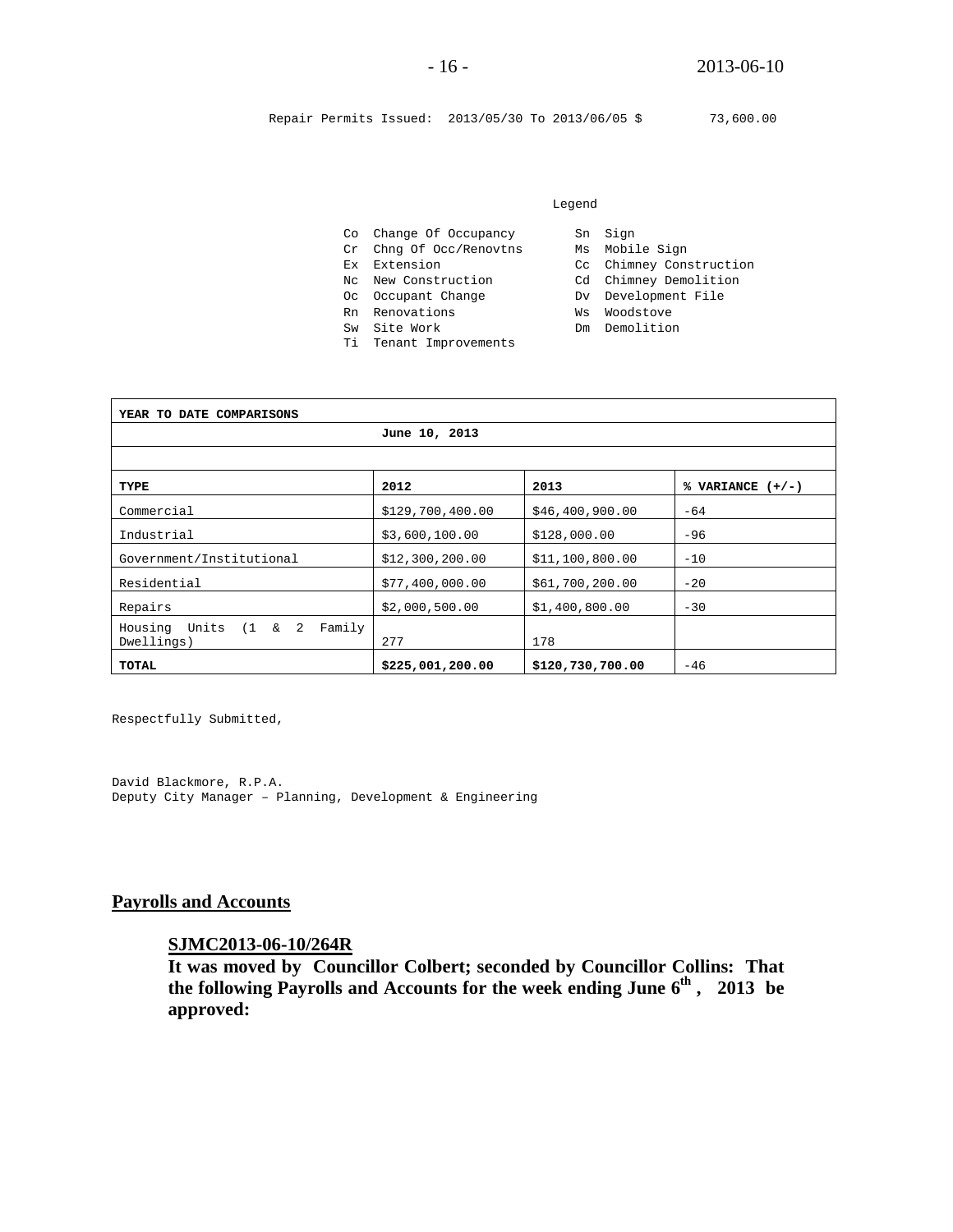Repair Permits Issued: 2013/05/30 To 2013/06/05 $ 73,600.00

Legend

| | | | |
|---|---|---|---|
| Co | Change Of Occupancy | Sn | Sign |
| Cr | Chng Of Occ/Renovtns | Ms | Mobile Sign |
| Ex | Extension | Cc | Chimney Construction |
| Nc | New Construction | Cd | Chimney Demolition |
| Oc | Occupant Change | Dv | Development File |
| Rn | Renovations | Ws | Woodstove |
| Sw | Site Work | Dm | Demolition |
| Ti | Tenant Improvements | | |

| YEAR TO DATE COMPARISONS | | | |
|---|---|---|---|
| June 10, 2013 | | | |
| | | | |
| **TYPE** | **2012** | **2013** | **% VARIANCE (+/-)** |
| Commercial | $129,700,400.00 | $46,400,900.00 | -64 |
| Industrial | $3,600,100.00 | $128,000.00 | -96 |
| Government/Institutional | $12,300,200.00 | $11,100,800.00 | -10 |
| Residential | $77,400,000.00 | $61,700,200.00 | -20 |
| Repairs | $2,000,500.00 | $1,400,800.00 | -30 |
| Housing Units (1 & 2 Family Dwellings) | 277 | 178 | |
| **TOTAL** | **$225,001,200.00** | **$120,730,700.00** | -46 |

Respectfully Submitted,

David Blackmore, R.P.A.
Deputy City Manager – Planning, Development & Engineering

## Payrolls and Accounts

**SJMC2013-06-10/264R**

**It was moved by Councillor Colbert; seconded by Councillor Collins: That the following Payrolls and Accounts for the week ending June 6th, 2013 be approved:**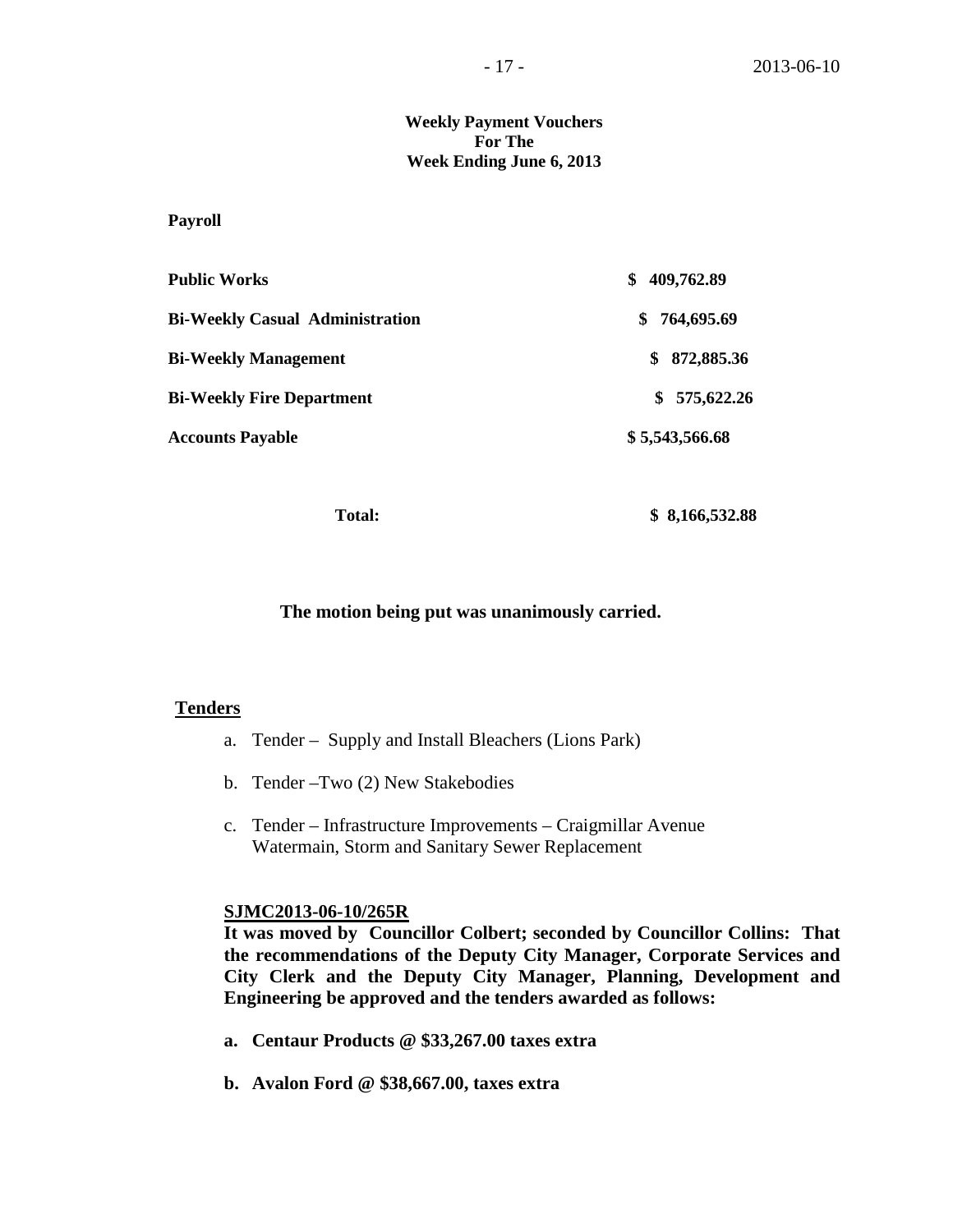**Weekly Payment Vouchers**
**For The**
**Week Ending June 6, 2013**

**Payroll**

| | |
|---|---|
| **Public Works** | **$ 409,762.89** |
| **Bi-Weekly Casual Administration** | **$ 764,695.69** |
| **Bi-Weekly Management** | **$ 872,885.36** |
| **Bi-Weekly Fire Department** | **$ 575,622.26** |
| **Accounts Payable** | **$ 5,543,566.68** |
| **Total:** | **$ 8,166,532.88** |

**The motion being put was unanimously carried.**

## Tenders

a. Tender – Supply and Install Bleachers (Lions Park)

b. Tender –Two (2) New Stakebodies

c. Tender – Infrastructure Improvements – Craigmillar Avenue Watermain, Storm and Sanitary Sewer Replacement

**SJMC2013-06-10/265R**

**It was moved by Councillor Colbert; seconded by Councillor Collins: That the recommendations of the Deputy City Manager, Corporate Services and City Clerk and the Deputy City Manager, Planning, Development and Engineering be approved and the tenders awarded as follows:**

**a. Centaur Products @ $33,267.00 taxes extra**

**b. Avalon Ford @ $38,667.00, taxes extra**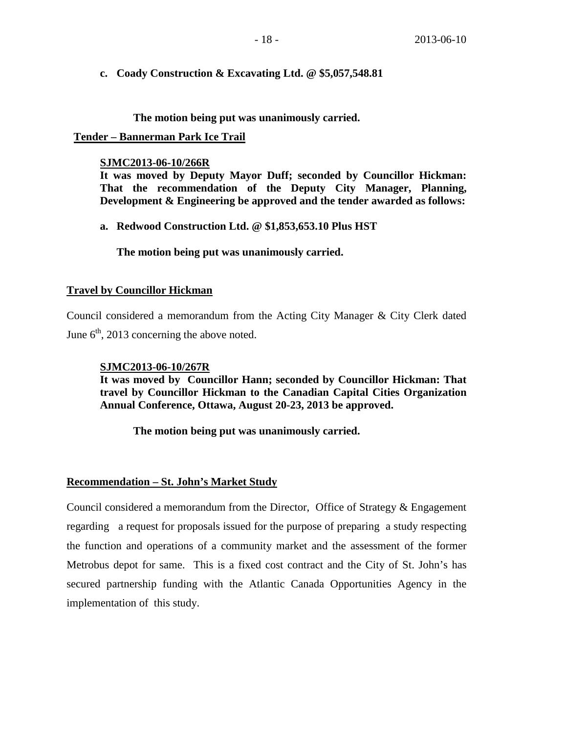**c. Coady Construction & Excavating Ltd. @ $5,057,548.81**

**The motion being put was unanimously carried.**

**Tender – Bannerman Park Ice Trail**

**SJMC2013-06-10/266R**
**It was moved by Deputy Mayor Duff; seconded by Councillor Hickman: That the recommendation of the Deputy City Manager, Planning, Development & Engineering be approved and the tender awarded as follows:**

**a. Redwood Construction Ltd. @ $1,853,653.10 Plus HST**

**The motion being put was unanimously carried.**

**Travel by Councillor Hickman**

Council considered a memorandum from the Acting City Manager & City Clerk dated June 6th, 2013 concerning the above noted.

**SJMC2013-06-10/267R**
**It was moved by Councillor Hann; seconded by Councillor Hickman: That travel by Councillor Hickman to the Canadian Capital Cities Organization Annual Conference, Ottawa, August 20-23, 2013 be approved.**

**The motion being put was unanimously carried.**

**Recommendation – St. John's Market Study**

Council considered a memorandum from the Director, Office of Strategy & Engagement regarding a request for proposals issued for the purpose of preparing a study respecting the function and operations of a community market and the assessment of the former Metrobus depot for same. This is a fixed cost contract and the City of St. John's has secured partnership funding with the Atlantic Canada Opportunities Agency in the implementation of this study.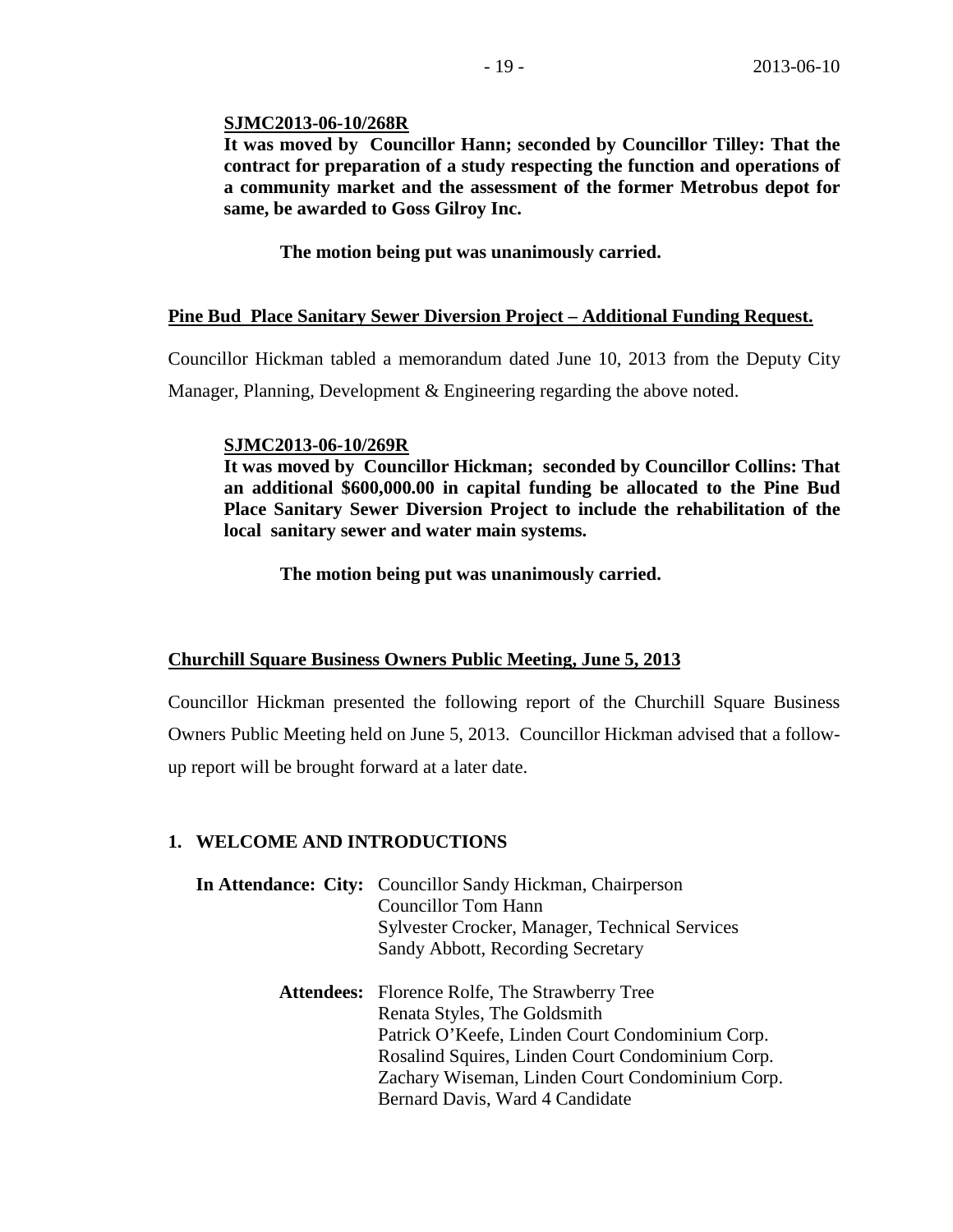**SJMC2013-06-10/268R**

**It was moved by Councillor Hann; seconded by Councillor Tilley: That the contract for preparation of a study respecting the function and operations of a community market and the assessment of the former Metrobus depot for same, be awarded to Goss Gilroy Inc.**

**The motion being put was unanimously carried.**

**Pine Bud Place Sanitary Sewer Diversion Project – Additional Funding Request.**

Councillor Hickman tabled a memorandum dated June 10, 2013 from the Deputy City Manager, Planning, Development & Engineering regarding the above noted.

**SJMC2013-06-10/269R**

**It was moved by Councillor Hickman; seconded by Councillor Collins: That an additional $600,000.00 in capital funding be allocated to the Pine Bud Place Sanitary Sewer Diversion Project to include the rehabilitation of the local sanitary sewer and water main systems.**

**The motion being put was unanimously carried.**

**Churchill Square Business Owners Public Meeting, June 5, 2013**

Councillor Hickman presented the following report of the Churchill Square Business Owners Public Meeting held on June 5, 2013. Councillor Hickman advised that a follow-up report will be brought forward at a later date.

**1. WELCOME AND INTRODUCTIONS**

**In Attendance: City:** Councillor Sandy Hickman, Chairperson
Councillor Tom Hann
Sylvester Crocker, Manager, Technical Services
Sandy Abbott, Recording Secretary

**Attendees:** Florence Rolfe, The Strawberry Tree
Renata Styles, The Goldsmith
Patrick O'Keefe, Linden Court Condominium Corp.
Rosalind Squires, Linden Court Condominium Corp.
Zachary Wiseman, Linden Court Condominium Corp.
Bernard Davis, Ward 4 Candidate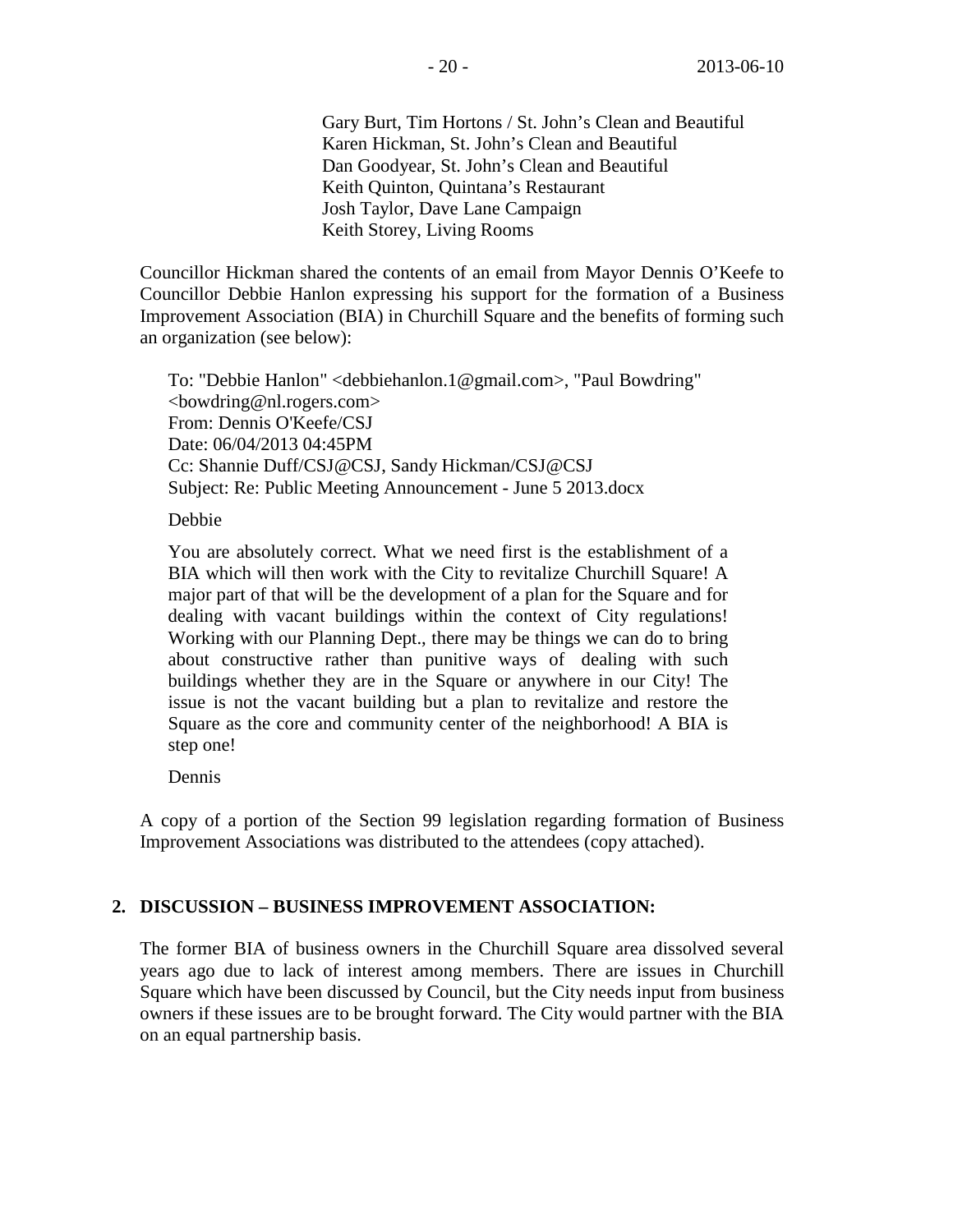Gary Burt, Tim Hortons / St. John's Clean and Beautiful
Karen Hickman, St. John's Clean and Beautiful
Dan Goodyear, St. John's Clean and Beautiful
Keith Quinton, Quintana's Restaurant
Josh Taylor, Dave Lane Campaign
Keith Storey, Living Rooms

Councillor Hickman shared the contents of an email from Mayor Dennis O'Keefe to Councillor Debbie Hanlon expressing his support for the formation of a Business Improvement Association (BIA) in Churchill Square and the benefits of forming such an organization (see below):

> To: "Debbie Hanlon" <debbiehanlon.1@gmail.com>, "Paul Bowdring" <bowdring@nl.rogers.com>
> From: Dennis O'Keefe/CSJ
> Date: 06/04/2013 04:45PM
> Cc: Shannie Duff/CSJ@CSJ, Sandy Hickman/CSJ@CSJ
> Subject: Re: Public Meeting Announcement - June 5 2013.docx
>
> Debbie
>
> You are absolutely correct. What we need first is the establishment of a BIA which will then work with the City to revitalize Churchill Square! A major part of that will be the development of a plan for the Square and for dealing with vacant buildings within the context of City regulations! Working with our Planning Dept., there may be things we can do to bring about constructive rather than punitive ways of dealing with such buildings whether they are in the Square or anywhere in our City! The issue is not the vacant building but a plan to revitalize and restore the Square as the core and community center of the neighborhood! A BIA is step one!
>
> Dennis

A copy of a portion of the Section 99 legislation regarding formation of Business Improvement Associations was distributed to the attendees (copy attached).

## 2. DISCUSSION – BUSINESS IMPROVEMENT ASSOCIATION:

The former BIA of business owners in the Churchill Square area dissolved several years ago due to lack of interest among members. There are issues in Churchill Square which have been discussed by Council, but the City needs input from business owners if these issues are to be brought forward. The City would partner with the BIA on an equal partnership basis.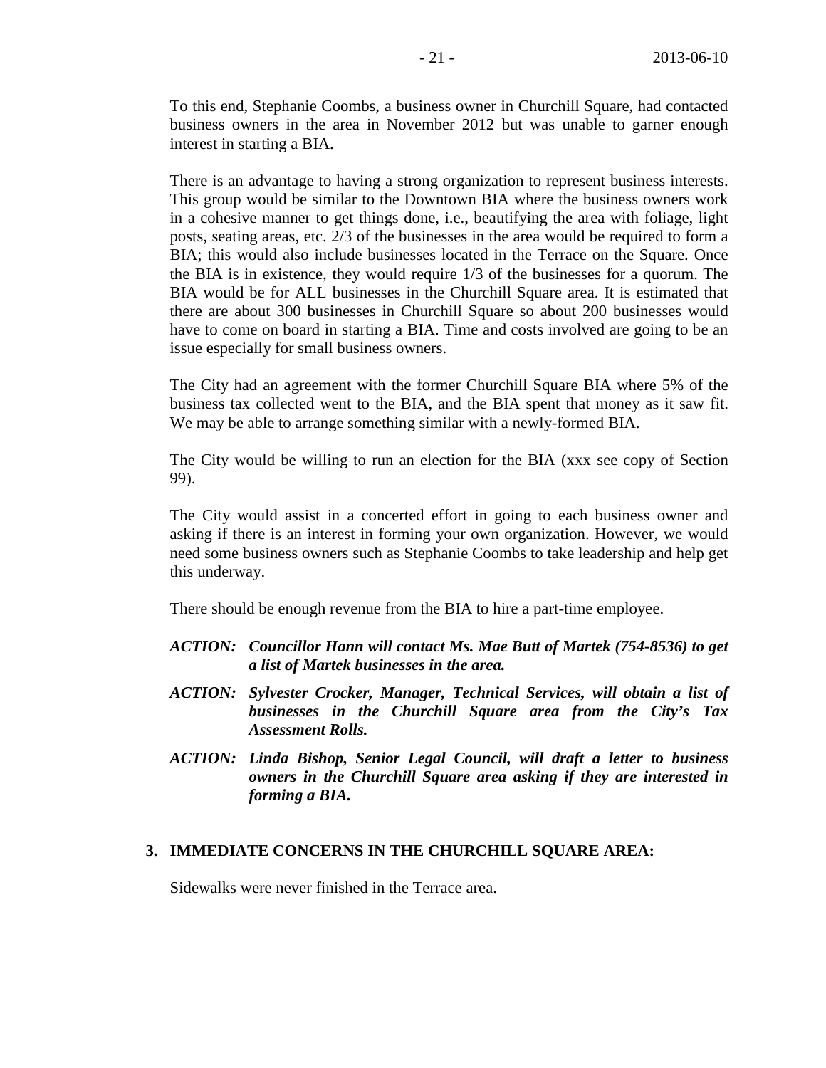To this end, Stephanie Coombs, a business owner in Churchill Square, had contacted business owners in the area in November 2012 but was unable to garner enough interest in starting a BIA.

There is an advantage to having a strong organization to represent business interests. This group would be similar to the Downtown BIA where the business owners work in a cohesive manner to get things done, i.e., beautifying the area with foliage, light posts, seating areas, etc. 2/3 of the businesses in the area would be required to form a BIA; this would also include businesses located in the Terrace on the Square. Once the BIA is in existence, they would require 1/3 of the businesses for a quorum. The BIA would be for ALL businesses in the Churchill Square area. It is estimated that there are about 300 businesses in Churchill Square so about 200 businesses would have to come on board in starting a BIA. Time and costs involved are going to be an issue especially for small business owners.

The City had an agreement with the former Churchill Square BIA where 5% of the business tax collected went to the BIA, and the BIA spent that money as it saw fit. We may be able to arrange something similar with a newly-formed BIA.

The City would be willing to run an election for the BIA (xxx see copy of Section 99).

The City would assist in a concerted effort in going to each business owner and asking if there is an interest in forming your own organization. However, we would need some business owners such as Stephanie Coombs to take leadership and help get this underway.

There should be enough revenue from the BIA to hire a part-time employee.

***ACTION: Councillor Hann will contact Ms. Mae Butt of Martek (754-8536) to get a list of Martek businesses in the area.***

***ACTION: Sylvester Crocker, Manager, Technical Services, will obtain a list of businesses in the Churchill Square area from the City's Tax Assessment Rolls.***

***ACTION: Linda Bishop, Senior Legal Council, will draft a letter to business owners in the Churchill Square area asking if they are interested in forming a BIA.***

## 3. IMMEDIATE CONCERNS IN THE CHURCHILL SQUARE AREA:

Sidewalks were never finished in the Terrace area.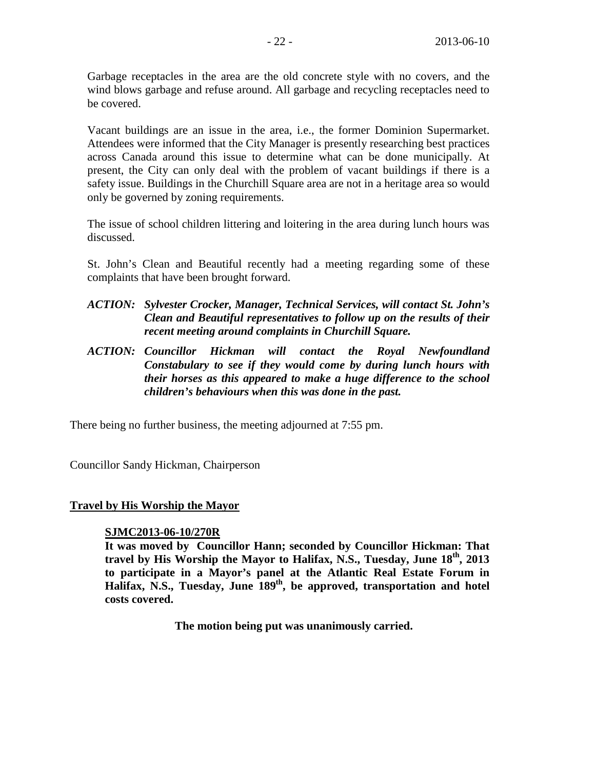Garbage receptacles in the area are the old concrete style with no covers, and the wind blows garbage and refuse around. All garbage and recycling receptacles need to be covered.

Vacant buildings are an issue in the area, i.e., the former Dominion Supermarket. Attendees were informed that the City Manager is presently researching best practices across Canada around this issue to determine what can be done municipally. At present, the City can only deal with the problem of vacant buildings if there is a safety issue. Buildings in the Churchill Square area are not in a heritage area so would only be governed by zoning requirements.

The issue of school children littering and loitering in the area during lunch hours was discussed.

St. John's Clean and Beautiful recently had a meeting regarding some of these complaints that have been brought forward.

***ACTION: Sylvester Crocker, Manager, Technical Services, will contact St. John's Clean and Beautiful representatives to follow up on the results of their recent meeting around complaints in Churchill Square.***

***ACTION: Councillor Hickman will contact the Royal Newfoundland Constabulary to see if they would come by during lunch hours with their horses as this appeared to make a huge difference to the school children's behaviours when this was done in the past.***

There being no further business, the meeting adjourned at 7:55 pm.

Councillor Sandy Hickman, Chairperson

**<u>Travel by His Worship the Mayor</u>**

**<u>SJMC2013-06-10/270R</u>**

**It was moved by Councillor Hann; seconded by Councillor Hickman: That travel by His Worship the Mayor to Halifax, N.S., Tuesday, June 18th, 2013 to participate in a Mayor's panel at the Atlantic Real Estate Forum in Halifax, N.S., Tuesday, June 189th, be approved, transportation and hotel costs covered.**

**The motion being put was unanimously carried.**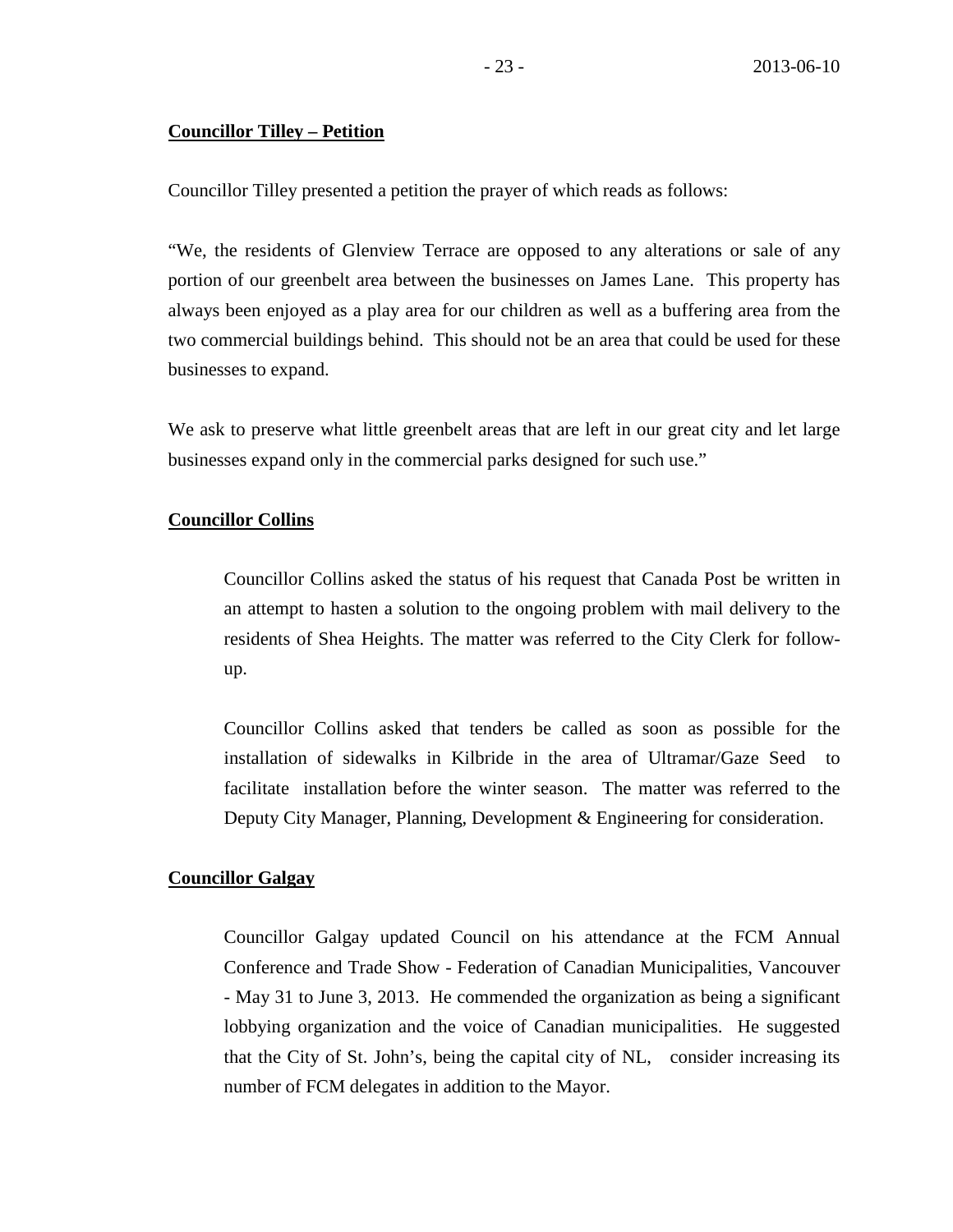**Councillor Tilley – Petition**

Councillor Tilley presented a petition the prayer of which reads as follows:

"We, the residents of Glenview Terrace are opposed to any alterations or sale of any portion of our greenbelt area between the businesses on James Lane. This property has always been enjoyed as a play area for our children as well as a buffering area from the two commercial buildings behind. This should not be an area that could be used for these businesses to expand.

We ask to preserve what little greenbelt areas that are left in our great city and let large businesses expand only in the commercial parks designed for such use."

**Councillor Collins**

Councillor Collins asked the status of his request that Canada Post be written in an attempt to hasten a solution to the ongoing problem with mail delivery to the residents of Shea Heights. The matter was referred to the City Clerk for follow-up.

Councillor Collins asked that tenders be called as soon as possible for the installation of sidewalks in Kilbride in the area of Ultramar/Gaze Seed to facilitate installation before the winter season. The matter was referred to the Deputy City Manager, Planning, Development & Engineering for consideration.

**Councillor Galgay**

Councillor Galgay updated Council on his attendance at the FCM Annual Conference and Trade Show - Federation of Canadian Municipalities, Vancouver - May 31 to June 3, 2013. He commended the organization as being a significant lobbying organization and the voice of Canadian municipalities. He suggested that the City of St. John's, being the capital city of NL, consider increasing its number of FCM delegates in addition to the Mayor.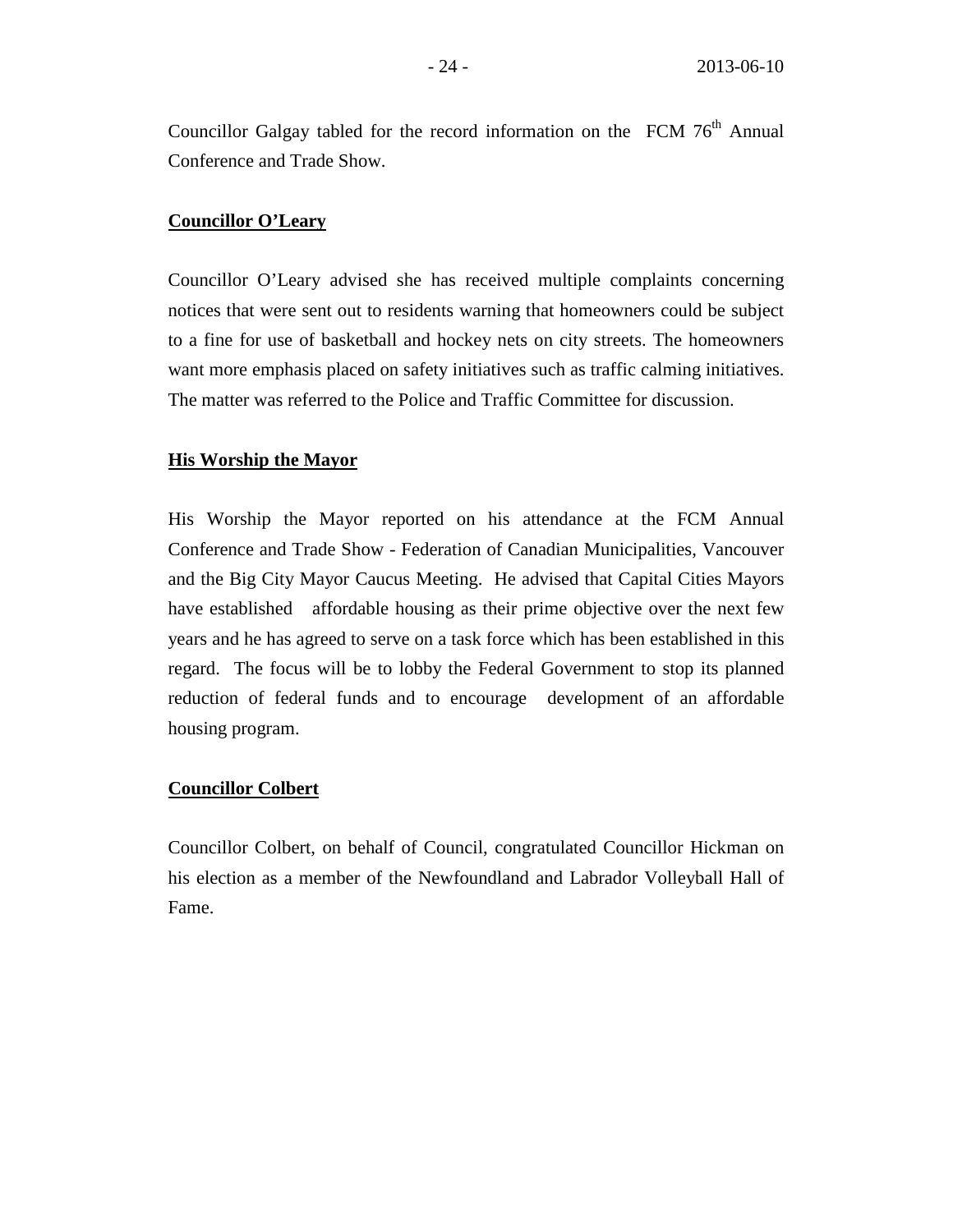Councillor Galgay tabled for the record information on the FCM $76^{th}$ Annual Conference and Trade Show.

**Councillor O'Leary**

Councillor O'Leary advised she has received multiple complaints concerning notices that were sent out to residents warning that homeowners could be subject to a fine for use of basketball and hockey nets on city streets. The homeowners want more emphasis placed on safety initiatives such as traffic calming initiatives. The matter was referred to the Police and Traffic Committee for discussion.

**His Worship the Mayor**

His Worship the Mayor reported on his attendance at the FCM Annual Conference and Trade Show - Federation of Canadian Municipalities, Vancouver and the Big City Mayor Caucus Meeting. He advised that Capital Cities Mayors have established affordable housing as their prime objective over the next few years and he has agreed to serve on a task force which has been established in this regard. The focus will be to lobby the Federal Government to stop its planned reduction of federal funds and to encourage development of an affordable housing program.

**Councillor Colbert**

Councillor Colbert, on behalf of Council, congratulated Councillor Hickman on his election as a member of the Newfoundland and Labrador Volleyball Hall of Fame.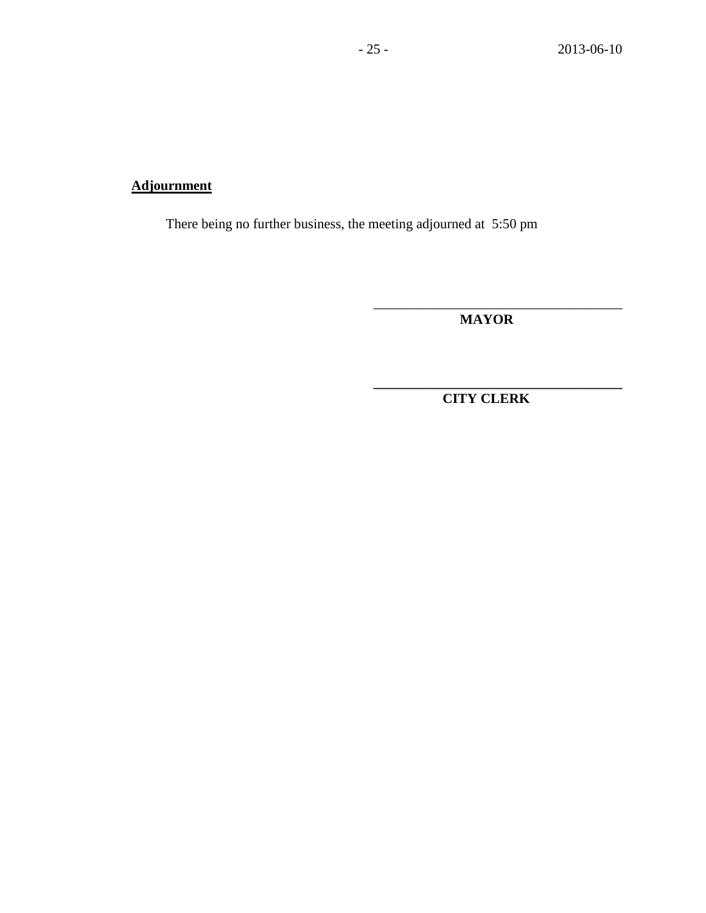**Adjournment**

There being no further business, the meeting adjourned at 5:50 pm

\_\_\_\_\_\_\_\_\_\_\_\_\_\_\_\_\_\_\_\_\_\_\_\_\_\_\_\_\_\_\_\_\_\_\_\_

**MAYOR**

\_\_\_\_\_\_\_\_\_\_\_\_\_\_\_\_\_\_\_\_\_\_\_\_\_\_\_\_\_\_\_\_\_\_\_\_

**CITY CLERK**